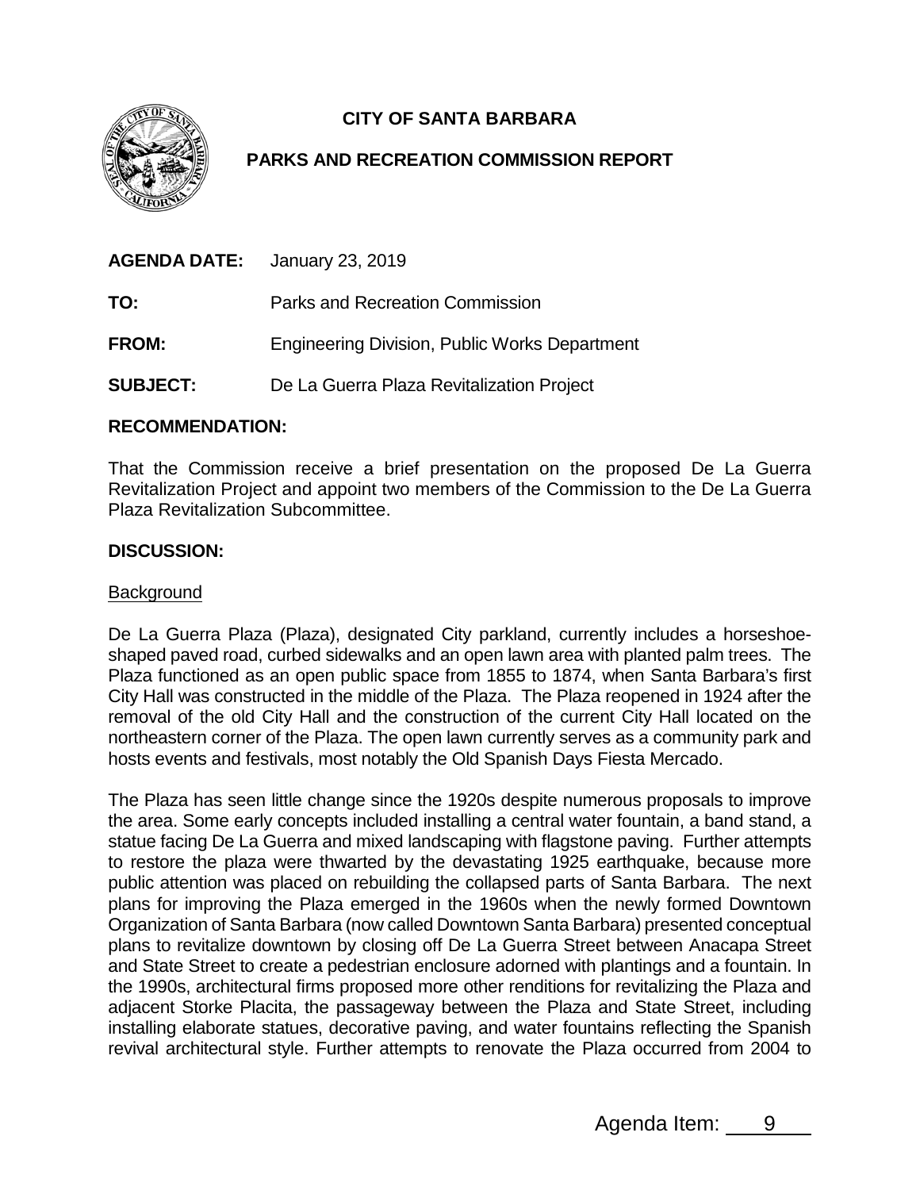**CITY OF SANTA BARBARA**

**PARKS AND RECREATION COMMISSION REPORT**

**AGENDA DATE:** January 23, 2019

**TO:** Parks and Recreation Commission

**FROM:** Engineering Division, Public Works Department

**SUBJECT:** De La Guerra Plaza Revitalization Project

**RECOMMENDATION:**

That the Commission receive a brief presentation on the proposed De La Guerra Revitalization Project and appoint two members of the Commission to the De La Guerra Plaza Revitalization Subcommittee.

**DISCUSSION:**

Background

De La Guerra Plaza (Plaza), designated City parkland, currently includes a horseshoe-shaped paved road, curbed sidewalks and an open lawn area with planted palm trees. The Plaza functioned as an open public space from 1855 to 1874, when Santa Barbara's first City Hall was constructed in the middle of the Plaza. The Plaza reopened in 1924 after the removal of the old City Hall and the construction of the current City Hall located on the northeastern corner of the Plaza. The open lawn currently serves as a community park and hosts events and festivals, most notably the Old Spanish Days Fiesta Mercado.

The Plaza has seen little change since the 1920s despite numerous proposals to improve the area. Some early concepts included installing a central water fountain, a band stand, a statue facing De La Guerra and mixed landscaping with flagstone paving. Further attempts to restore the plaza were thwarted by the devastating 1925 earthquake, because more public attention was placed on rebuilding the collapsed parts of Santa Barbara. The next plans for improving the Plaza emerged in the 1960s when the newly formed Downtown Organization of Santa Barbara (now called Downtown Santa Barbara) presented conceptual plans to revitalize downtown by closing off De La Guerra Street between Anacapa Street and State Street to create a pedestrian enclosure adorned with plantings and a fountain. In the 1990s, architectural firms proposed more other renditions for revitalizing the Plaza and adjacent Storke Placita, the passageway between the Plaza and State Street, including installing elaborate statues, decorative paving, and water fountains reflecting the Spanish revival architectural style. Further attempts to renovate the Plaza occurred from 2004 to

Agenda Item: 9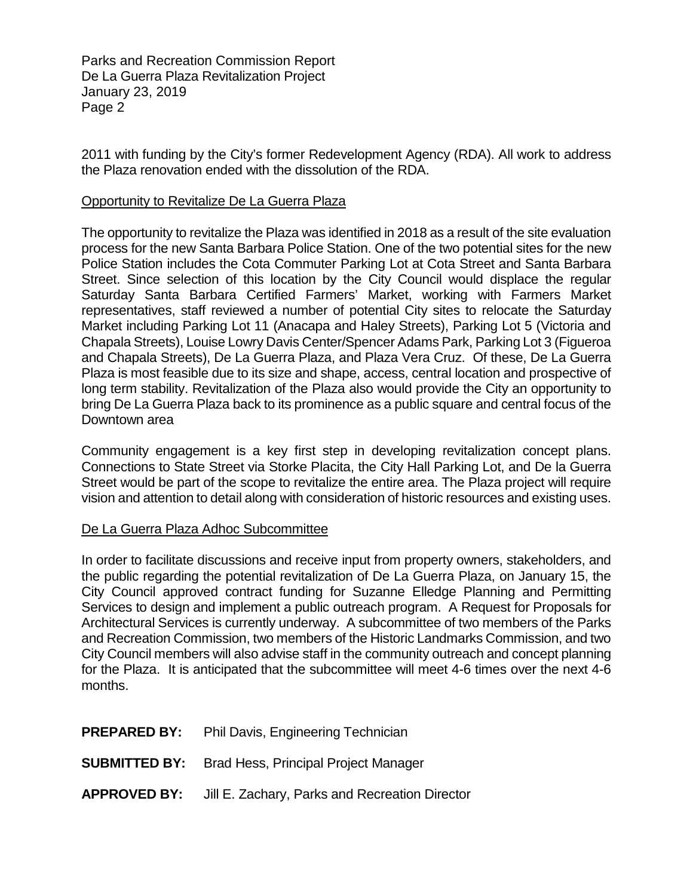2011 with funding by the City's former Redevelopment Agency (RDA). All work to address the Plaza renovation ended with the dissolution of the RDA.

## Opportunity to Revitalize De La Guerra Plaza

The opportunity to revitalize the Plaza was identified in 2018 as a result of the site evaluation process for the new Santa Barbara Police Station. One of the two potential sites for the new Police Station includes the Cota Commuter Parking Lot at Cota Street and Santa Barbara Street. Since selection of this location by the City Council would displace the regular Saturday Santa Barbara Certified Farmers' Market, working with Farmers Market representatives, staff reviewed a number of potential City sites to relocate the Saturday Market including Parking Lot 11 (Anacapa and Haley Streets), Parking Lot 5 (Victoria and Chapala Streets), Louise Lowry Davis Center/Spencer Adams Park, Parking Lot 3 (Figueroa and Chapala Streets), De La Guerra Plaza, and Plaza Vera Cruz. Of these, De La Guerra Plaza is most feasible due to its size and shape, access, central location and prospective of long term stability. Revitalization of the Plaza also would provide the City an opportunity to bring De La Guerra Plaza back to its prominence as a public square and central focus of the Downtown area

Community engagement is a key first step in developing revitalization concept plans. Connections to State Street via Storke Placita, the City Hall Parking Lot, and De la Guerra Street would be part of the scope to revitalize the entire area. The Plaza project will require vision and attention to detail along with consideration of historic resources and existing uses.

## De La Guerra Plaza Adhoc Subcommittee

In order to facilitate discussions and receive input from property owners, stakeholders, and the public regarding the potential revitalization of De La Guerra Plaza, on January 15, the City Council approved contract funding for Suzanne Elledge Planning and Permitting Services to design and implement a public outreach program. A Request for Proposals for Architectural Services is currently underway. A subcommittee of two members of the Parks and Recreation Commission, two members of the Historic Landmarks Commission, and two City Council members will also advise staff in the community outreach and concept planning for the Plaza. It is anticipated that the subcommittee will meet 4-6 times over the next 4-6 months.

**PREPARED BY:** Phil Davis, Engineering Technician

**SUBMITTED BY:** Brad Hess, Principal Project Manager

**APPROVED BY:** Jill E. Zachary, Parks and Recreation Director